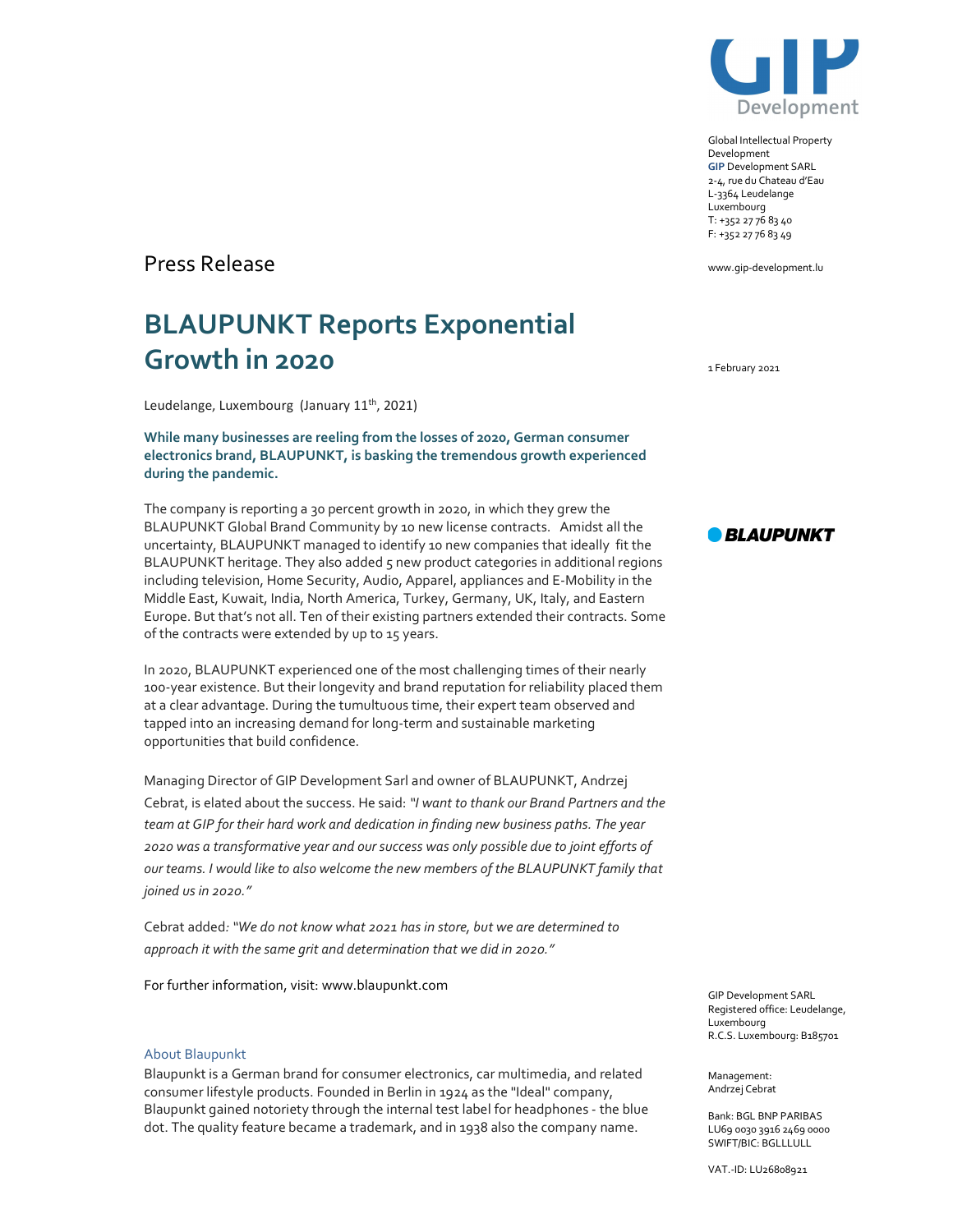Global Intellectual Property Development
**GIP** Development SARL
2-4, rue du Chateau d'Eau
L-3364 Leudelange
Luxembourg
T: +352 27 76 83 40
F: +352 27 76 83 49

www.gip-development.lu

Press Release

# BLAUPUNKT Reports Exponential Growth in 2020

1 February 2021

Leudelange, Luxembourg (January 11th, 2021)

**While many businesses are reeling from the losses of 2020, German consumer electronics brand, BLAUPUNKT, is basking the tremendous growth experienced during the pandemic.**

The company is reporting a 30 percent growth in 2020, in which they grew the BLAUPUNKT Global Brand Community by 10 new license contracts. Amidst all the uncertainty, BLAUPUNKT managed to identify 10 new companies that ideally fit the BLAUPUNKT heritage. They also added 5 new product categories in additional regions including television, Home Security, Audio, Apparel, appliances and E-Mobility in the Middle East, Kuwait, India, North America, Turkey, Germany, UK, Italy, and Eastern Europe. But that's not all. Ten of their existing partners extended their contracts. Some of the contracts were extended by up to 15 years.

In 2020, BLAUPUNKT experienced one of the most challenging times of their nearly 100-year existence. But their longevity and brand reputation for reliability placed them at a clear advantage. During the tumultuous time, their expert team observed and tapped into an increasing demand for long-term and sustainable marketing opportunities that build confidence.

Managing Director of GIP Development Sarl and owner of BLAUPUNKT, Andrzej Cebrat, is elated about the success. He said: *"I want to thank our Brand Partners and the team at GIP for their hard work and dedication in finding new business paths. The year 2020 was a transformative year and our success was only possible due to joint efforts of our teams. I would like to also welcome the new members of the BLAUPUNKT family that joined us in 2020."*

Cebrat added: *"We do not know what 2021 has in store, but we are determined to approach it with the same grit and determination that we did in 2020."*

For further information, visit: www.blaupunkt.com

### About Blaupunkt

Blaupunkt is a German brand for consumer electronics, car multimedia, and related consumer lifestyle products. Founded in Berlin in 1924 as the "Ideal" company, Blaupunkt gained notoriety through the internal test label for headphones - the blue dot. The quality feature became a trademark, and in 1938 also the company name.

GIP Development SARL
Registered office: Leudelange, Luxembourg
R.C.S. Luxembourg: B185701

Management:
Andrzej Cebrat

Bank: BGL BNP PARIBAS
LU69 0030 3916 2469 0000
SWIFT/BIC: BGLLLULL

VAT.-ID: LU26808921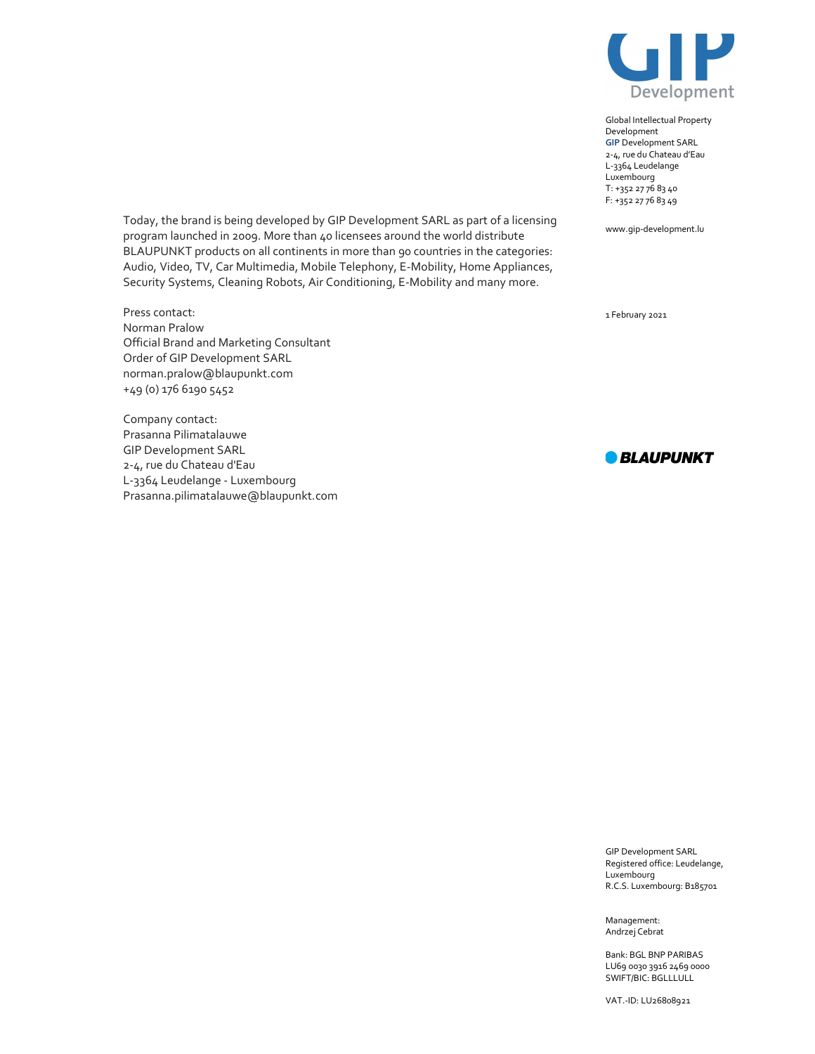Global Intellectual Property Development
**GIP** Development SARL
2-4, rue du Chateau d'Eau
L-3364 Leudelange
Luxembourg
T: +352 27 76 83 40
F: +352 27 76 83 49

www.gip-development.lu

1 February 2021

Today, the brand is being developed by GIP Development SARL as part of a licensing program launched in 2009. More than 40 licensees around the world distribute BLAUPUNKT products on all continents in more than 90 countries in the categories: Audio, Video, TV, Car Multimedia, Mobile Telephony, E-Mobility, Home Appliances, Security Systems, Cleaning Robots, Air Conditioning, E-Mobility and many more.

Press contact:
Norman Pralow
Official Brand and Marketing Consultant
Order of GIP Development SARL
norman.pralow@blaupunkt.com
+49 (0) 176 6190 5452

Company contact:
Prasanna Pilimatalauwe
GIP Development SARL
2-4, rue du Chateau d'Eau
L-3364 Leudelange - Luxembourg
Prasanna.pilimatalauwe@blaupunkt.com

GIP Development SARL
Registered office: Leudelange, Luxembourg
R.C.S. Luxembourg: B185701

Management:
Andrzej Cebrat

Bank: BGL BNP PARIBAS
LU69 0030 3916 2469 0000
SWIFT/BIC: BGLLLULL

VAT.-ID: LU26808921